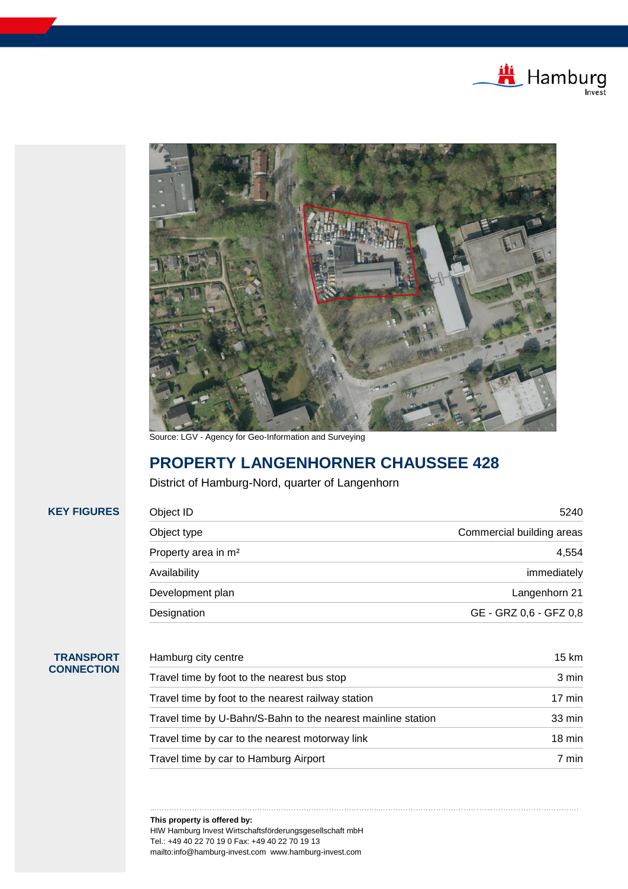Source: LGV - Agency for Geo-Information and Surveying

# PROPERTY LANGENHORNER CHAUSSEE 428

District of Hamburg-Nord, quarter of Langenhorn

## KEY FIGURES

| | |
|---|---|
| Object ID | 5240 |
| Object type | Commercial building areas |
| Property area in m² | 4,554 |
| Availability | immediately |
| Development plan | Langenhorn 21 |
| Designation | GE - GRZ 0,6 - GFZ 0,8 |

## TRANSPORT CONNECTION

| | |
|---|---|
| Hamburg city centre | 15 km |
| Travel time by foot to the nearest bus stop | 3 min |
| Travel time by foot to the nearest railway station | 17 min |
| Travel time by U-Bahn/S-Bahn to the nearest mainline station | 33 min |
| Travel time by car to the nearest motorway link | 18 min |
| Travel time by car to Hamburg Airport | 7 min |

**This property is offered by:**
HIW Hamburg Invest Wirtschaftsförderungsgesellschaft mbH
Tel.: +49 40 22 70 19 0 Fax: +49 40 22 70 19 13
mailto:info@hamburg-invest.com www.hamburg-invest.com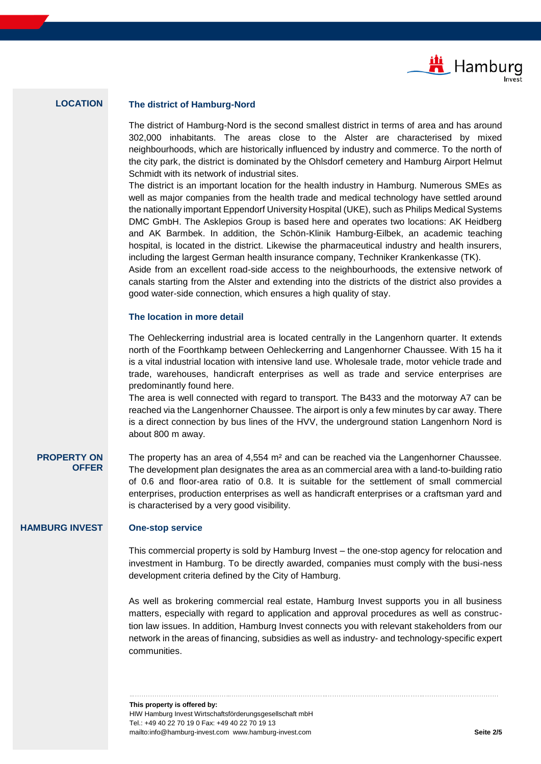## LOCATION

### The district of Hamburg-Nord

The district of Hamburg-Nord is the second smallest district in terms of area and has around 302,000 inhabitants. The areas close to the Alster are characterised by mixed neighbourhoods, which are historically influenced by industry and commerce. To the north of the city park, the district is dominated by the Ohlsdorf cemetery and Hamburg Airport Helmut Schmidt with its network of industrial sites.
The district is an important location for the health industry in Hamburg. Numerous SMEs as well as major companies from the health trade and medical technology have settled around the nationally important Eppendorf University Hospital (UKE), such as Philips Medical Systems DMC GmbH. The Asklepios Group is based here and operates two locations: AK Heidberg and AK Barmbek. In addition, the Schön-Klinik Hamburg-Eilbek, an academic teaching hospital, is located in the district. Likewise the pharmaceutical industry and health insurers, including the largest German health insurance company, Techniker Krankenkasse (TK).
Aside from an excellent road-side access to the neighbourhoods, the extensive network of canals starting from the Alster and extending into the districts of the district also provides a good water-side connection, which ensures a high quality of stay.

### The location in more detail

The Oehleckerring industrial area is located centrally in the Langenhorn quarter. It extends north of the Foorthkamp between Oehleckerring and Langenhorner Chaussee. With 15 ha it is a vital industrial location with intensive land use. Wholesale trade, motor vehicle trade and trade, warehouses, handicraft enterprises as well as trade and service enterprises are predominantly found here.
The area is well connected with regard to transport. The B433 and the motorway A7 can be reached via the Langenhorner Chaussee. The airport is only a few minutes by car away. There is a direct connection by bus lines of the HVV, the underground station Langenhorn Nord is about 800 m away.

## PROPERTY ON OFFER

The property has an area of 4,554 m² and can be reached via the Langenhorner Chaussee. The development plan designates the area as an commercial area with a land-to-building ratio of 0.6 and floor-area ratio of 0.8. It is suitable for the settlement of small commercial enterprises, production enterprises as well as handicraft enterprises or a craftsman yard and is characterised by a very good visibility.

## HAMBURG INVEST

### One-stop service

This commercial property is sold by Hamburg Invest – the one-stop agency for relocation and investment in Hamburg. To be directly awarded, companies must comply with the busi-ness development criteria defined by the City of Hamburg.

As well as brokering commercial real estate, Hamburg Invest supports you in all business matters, especially with regard to application and approval procedures as well as construc-tion law issues. In addition, Hamburg Invest connects you with relevant stakeholders from our network in the areas of financing, subsidies as well as industry- and technology-specific expert communities.

**This property is offered by:**
HIW Hamburg Invest Wirtschaftsförderungsgesellschaft mbH
Tel.: +49 40 22 70 19 0 Fax: +49 40 22 70 19 13
mailto:info@hamburg-invest.com www.hamburg-invest.com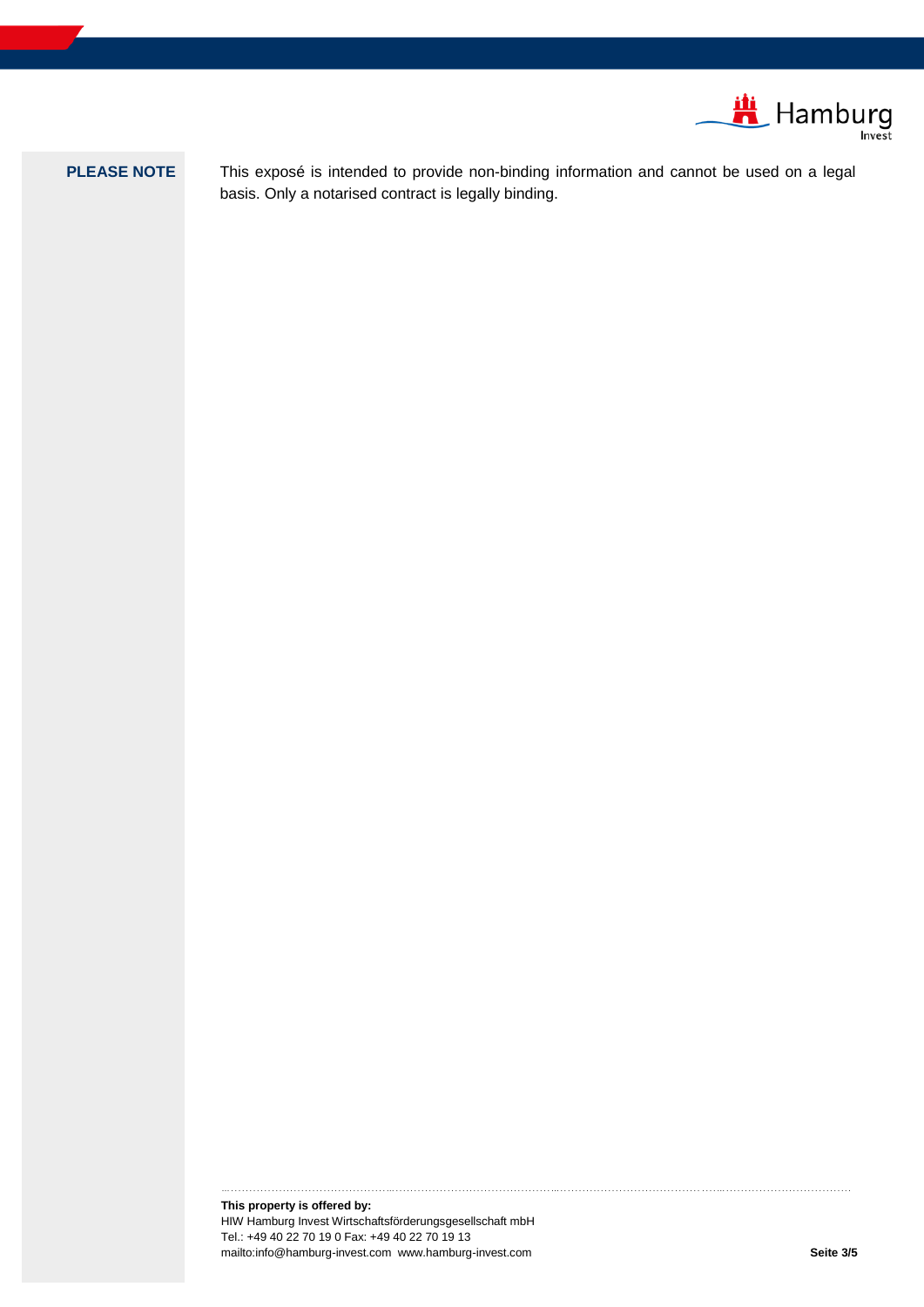**PLEASE NOTE**

This exposé is intended to provide non-binding information and cannot be used on a legal basis. Only a notarised contract is legally binding.

**This property is offered by:**
HIW Hamburg Invest Wirtschaftsförderungsgesellschaft mbH
Tel.: +49 40 22 70 19 0 Fax: +49 40 22 70 19 13
mailto:info@hamburg-invest.com www.hamburg-invest.com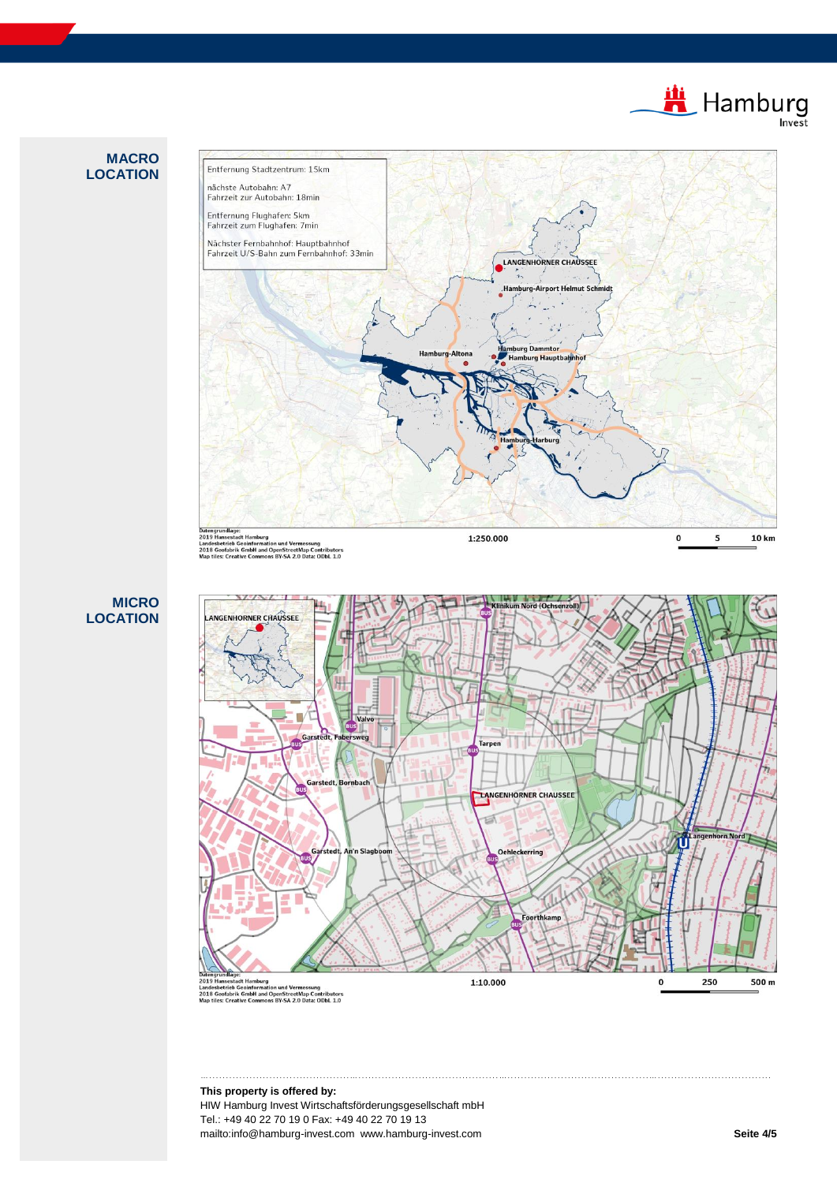## MACRO LOCATION

Entfernung Stadtzentrum: 15km

nächste Autobahn: A7
Fahrzeit zur Autobahn: 18min

Entfernung Flughafen: 5km
Fahrzeit zum Flughafen: 7min

Nächster Fernbahnhof: Hauptbahnhof
Fahrzeit U/S-Bahn zum Fernbahnhof: 33min

LANGENHORNER CHAUSSEE
Hamburg-Airport Helmut Schmidt
Hamburg Dammtor
Hamburg Hauptbahnhof
Hamburg-Altona
Hamburg-Harburg

Datengrundlage:
2019 Hansestadt Hamburg
Landesbetrieb Geoinformation und Vermessung
2018 Geofabrik GmbH and OpenStreetMap Contributors
Map tiles: Creative Commons BY-SA 2.0 Data: ODbL 1.0

1:250.000

0 5 10 km

## MICRO LOCATION

LANGENHORNER CHAUSSEE
Klinikum Nord (Ochsenzoll)
Valvo
Garstedt, Fabersweg
Tarpen
Garstedt, Bornbach
Garstedt, An'n Slagboom
Oehleckerring
Langenhorn Nord
Foorthkamp

Datengrundlage:
2019 Hansestadt Hamburg
Landesbetrieb Geoinformation und Vermessung
2018 Geofabrik GmbH and OpenStreetMap Contributors
Map tiles: Creative Commons BY-SA 2.0 Data: ODbL 1.0

1:10.000

0 250 500 m

**This property is offered by:**
HIW Hamburg Invest Wirtschaftsförderungsgesellschaft mbH
Tel.: +49 40 22 70 19 0 Fax: +49 40 22 70 19 13
mailto:info@hamburg-invest.com www.hamburg-invest.com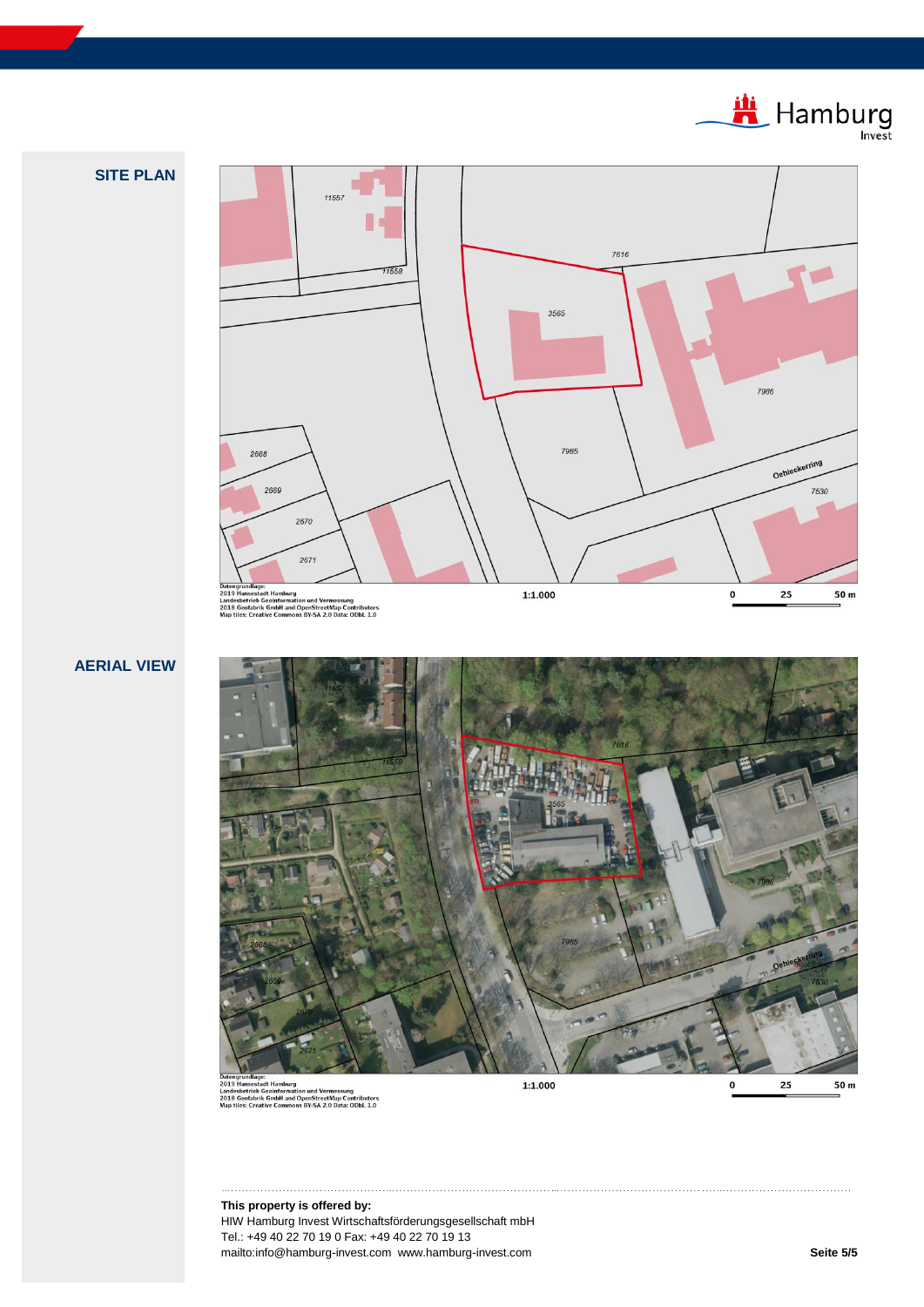## SITE PLAN

11557

11558

7616

3565

7986

7985

2668

2669

2670

2671

Oehleckerring

7530

Datengrundlage:
2019 Hansestadt Hamburg
Landesbetrieb Geoinformation und Vermessung
2018 Geofabrik GmbH and OpenStreetMap Contributors
Map tiles: Creative Commons BY-SA 2.0 Data: ODbL 1.0

1:1.000

0 25 50 m

## AERIAL VIEW

11557

11558

7616

3565

7986

7985

2668

2669

2670

2671

Oehleckerring

7530

Datengrundlage:
2019 Hansestadt Hamburg
Landesbetrieb Geoinformation und Vermessung
2018 Geofabrik GmbH and OpenStreetMap Contributors
Map tiles: Creative Commons BY-SA 2.0 Data: ODbL 1.0

1:1.000

0 25 50 m

**This property is offered by:**
HIW Hamburg Invest Wirtschaftsförderungsgesellschaft mbH
Tel.: +49 40 22 70 19 0 Fax: +49 40 22 70 19 13
mailto:info@hamburg-invest.com www.hamburg-invest.com